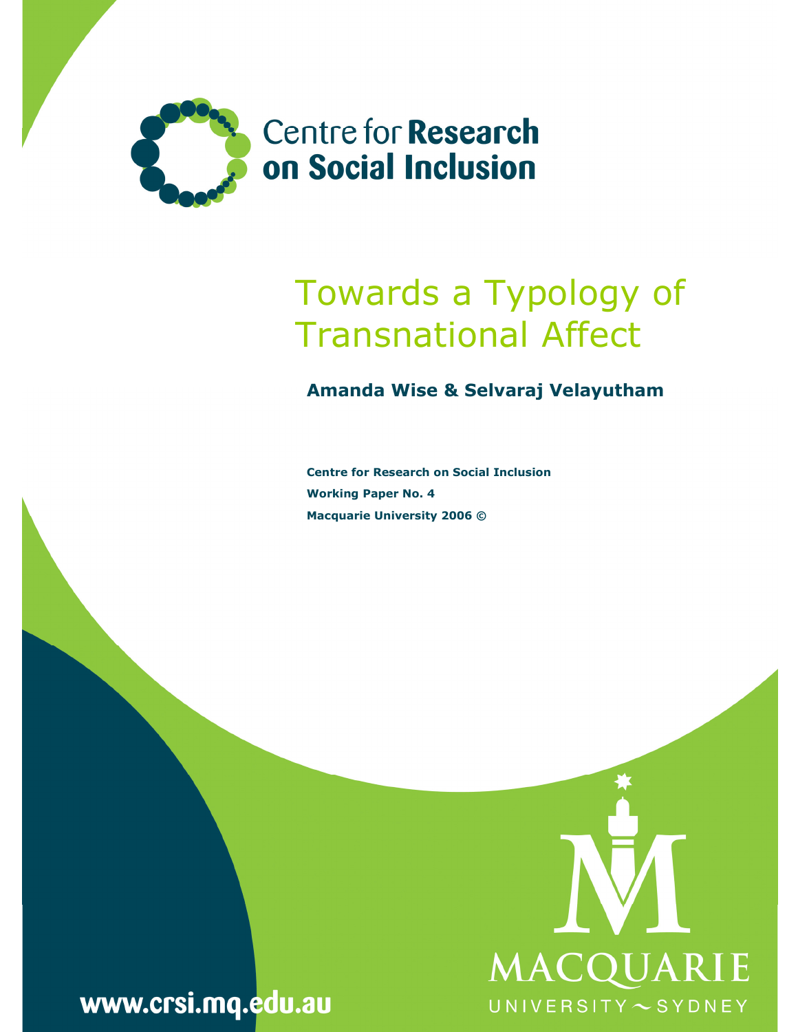Centre for **Research on Social Inclusion**

# Towards a Typology of Transnational Affect

**Amanda Wise & Selvaraj Velayutham**

**Centre for Research on Social Inclusion**
**Working Paper No. 4**
**Macquarie University 2006 ©**

MACQUARIE UNIVERSITY ~ SYDNEY

www.crsi.mq.edu.au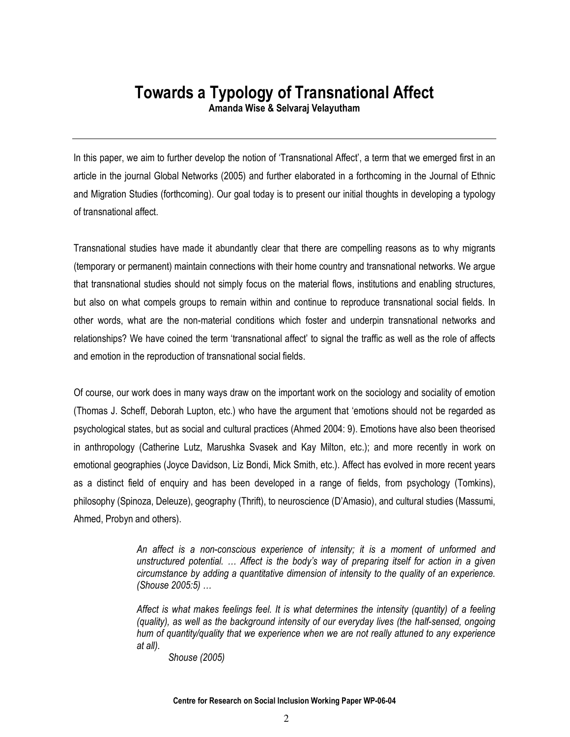# Towards a Typology of Transnational Affect

**Amanda Wise & Selvaraj Velayutham**

In this paper, we aim to further develop the notion of 'Transnational Affect', a term that we emerged first in an article in the journal Global Networks (2005) and further elaborated in a forthcoming in the Journal of Ethnic and Migration Studies (forthcoming). Our goal today is to present our initial thoughts in developing a typology of transnational affect.

Transnational studies have made it abundantly clear that there are compelling reasons as to why migrants (temporary or permanent) maintain connections with their home country and transnational networks. We argue that transnational studies should not simply focus on the material flows, institutions and enabling structures, but also on what compels groups to remain within and continue to reproduce transnational social fields. In other words, what are the non-material conditions which foster and underpin transnational networks and relationships? We have coined the term 'transnational affect' to signal the traffic as well as the role of affects and emotion in the reproduction of transnational social fields.

Of course, our work does in many ways draw on the important work on the sociology and sociality of emotion (Thomas J. Scheff, Deborah Lupton, etc.) who have the argument that 'emotions should not be regarded as psychological states, but as social and cultural practices (Ahmed 2004: 9). Emotions have also been theorised in anthropology (Catherine Lutz, Marushka Svasek and Kay Milton, etc.); and more recently in work on emotional geographies (Joyce Davidson, Liz Bondi, Mick Smith, etc.). Affect has evolved in more recent years as a distinct field of enquiry and has been developed in a range of fields, from psychology (Tomkins), philosophy (Spinoza, Deleuze), geography (Thrift), to neuroscience (D'Amasio), and cultural studies (Massumi, Ahmed, Probyn and others).

> *An affect is a non-conscious experience of intensity; it is a moment of unformed and unstructured potential. … Affect is the body's way of preparing itself for action in a given circumstance by adding a quantitative dimension of intensity to the quality of an experience. (Shouse 2005:5) …*
>
> *Affect is what makes feelings feel. It is what determines the intensity (quantity) of a feeling (quality), as well as the background intensity of our everyday lives (the half-sensed, ongoing hum of quantity/quality that we experience when we are not really attuned to any experience at all).*
>
> *Shouse (2005)*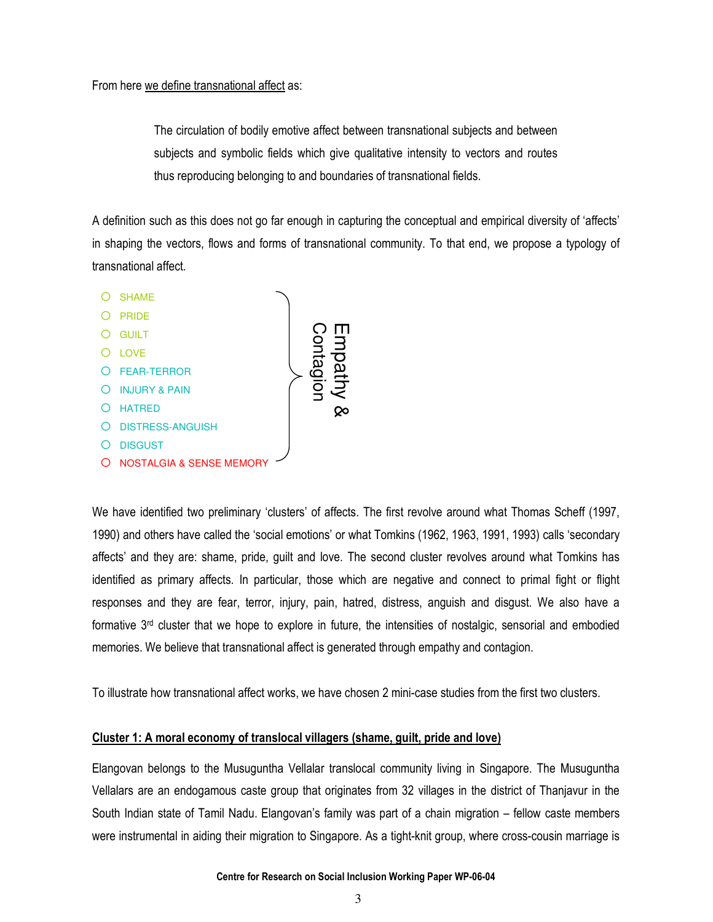From here we define transnational affect as:

> The circulation of bodily emotive affect between transnational subjects and between subjects and symbolic fields which give qualitative intensity to vectors and routes thus reproducing belonging to and boundaries of transnational fields.

A definition such as this does not go far enough in capturing the conceptual and empirical diversity of 'affects' in shaping the vectors, flows and forms of transnational community. To that end, we propose a typology of transnational affect.

- SHAME
- PRIDE
- GUILT
- LOVE
- FEAR-TERROR
- INJURY & PAIN
- HATRED
- DISTRESS-ANGUISH
- DISGUST
- NOSTALGIA & SENSE MEMORY

} Empathy & Contagion

We have identified two preliminary 'clusters' of affects. The first revolve around what Thomas Scheff (1997, 1990) and others have called the 'social emotions' or what Tomkins (1962, 1963, 1991, 1993) calls 'secondary affects' and they are: shame, pride, guilt and love. The second cluster revolves around what Tomkins has identified as primary affects. In particular, those which are negative and connect to primal fight or flight responses and they are fear, terror, injury, pain, hatred, distress, anguish and disgust. We also have a formative 3rd cluster that we hope to explore in future, the intensities of nostalgic, sensorial and embodied memories. We believe that transnational affect is generated through empathy and contagion.

To illustrate how transnational affect works, we have chosen 2 mini-case studies from the first two clusters.

**Cluster 1: A moral economy of translocal villagers (shame, guilt, pride and love)**

Elangovan belongs to the Musuguntha Vellalar translocal community living in Singapore. The Musuguntha Vellalars are an endogamous caste group that originates from 32 villages in the district of Thanjavur in the South Indian state of Tamil Nadu. Elangovan's family was part of a chain migration – fellow caste members were instrumental in aiding their migration to Singapore. As a tight-knit group, where cross-cousin marriage is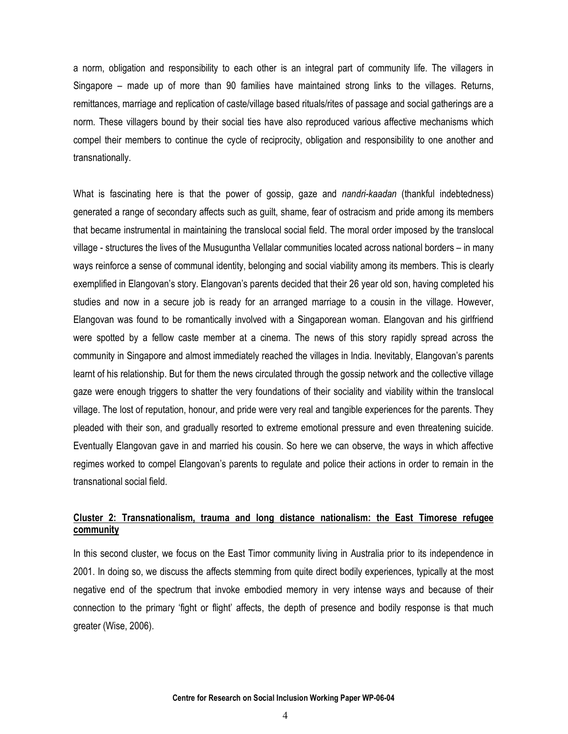a norm, obligation and responsibility to each other is an integral part of community life. The villagers in Singapore – made up of more than 90 families have maintained strong links to the villages. Returns, remittances, marriage and replication of caste/village based rituals/rites of passage and social gatherings are a norm. These villagers bound by their social ties have also reproduced various affective mechanisms which compel their members to continue the cycle of reciprocity, obligation and responsibility to one another and transnationally.

What is fascinating here is that the power of gossip, gaze and *nandri-kaadan* (thankful indebtedness) generated a range of secondary affects such as guilt, shame, fear of ostracism and pride among its members that became instrumental in maintaining the translocal social field. The moral order imposed by the translocal village - structures the lives of the Musuguntha Vellalar communities located across national borders – in many ways reinforce a sense of communal identity, belonging and social viability among its members. This is clearly exemplified in Elangovan's story. Elangovan's parents decided that their 26 year old son, having completed his studies and now in a secure job is ready for an arranged marriage to a cousin in the village. However, Elangovan was found to be romantically involved with a Singaporean woman. Elangovan and his girlfriend were spotted by a fellow caste member at a cinema. The news of this story rapidly spread across the community in Singapore and almost immediately reached the villages in India. Inevitably, Elangovan's parents learnt of his relationship. But for them the news circulated through the gossip network and the collective village gaze were enough triggers to shatter the very foundations of their sociality and viability within the translocal village. The lost of reputation, honour, and pride were very real and tangible experiences for the parents. They pleaded with their son, and gradually resorted to extreme emotional pressure and even threatening suicide. Eventually Elangovan gave in and married his cousin. So here we can observe, the ways in which affective regimes worked to compel Elangovan's parents to regulate and police their actions in order to remain in the transnational social field.

## Cluster 2: Transnationalism, trauma and long distance nationalism: the East Timorese refugee community

In this second cluster, we focus on the East Timor community living in Australia prior to its independence in 2001. In doing so, we discuss the affects stemming from quite direct bodily experiences, typically at the most negative end of the spectrum that invoke embodied memory in very intense ways and because of their connection to the primary 'fight or flight' affects, the depth of presence and bodily response is that much greater (Wise, 2006).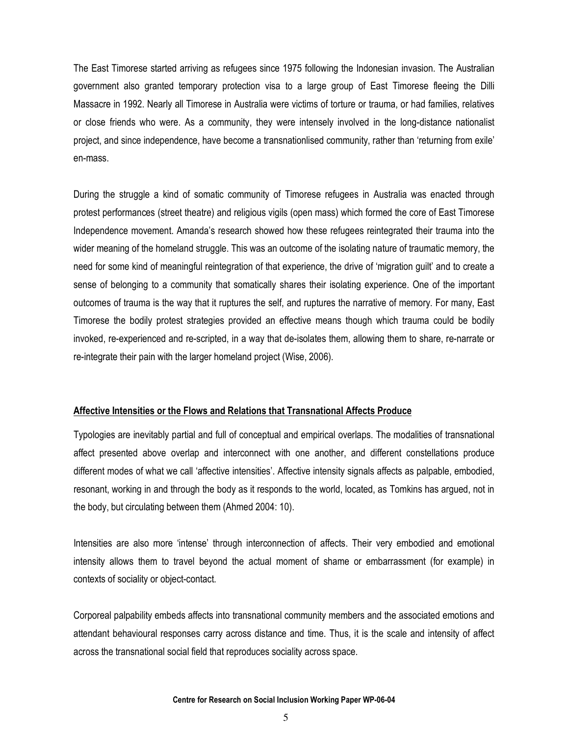The East Timorese started arriving as refugees since 1975 following the Indonesian invasion. The Australian government also granted temporary protection visa to a large group of East Timorese fleeing the Dilli Massacre in 1992. Nearly all Timorese in Australia were victims of torture or trauma, or had families, relatives or close friends who were. As a community, they were intensely involved in the long-distance nationalist project, and since independence, have become a transnationlised community, rather than 'returning from exile' en-mass.

During the struggle a kind of somatic community of Timorese refugees in Australia was enacted through protest performances (street theatre) and religious vigils (open mass) which formed the core of East Timorese Independence movement. Amanda's research showed how these refugees reintegrated their trauma into the wider meaning of the homeland struggle. This was an outcome of the isolating nature of traumatic memory, the need for some kind of meaningful reintegration of that experience, the drive of 'migration guilt' and to create a sense of belonging to a community that somatically shares their isolating experience. One of the important outcomes of trauma is the way that it ruptures the self, and ruptures the narrative of memory. For many, East Timorese the bodily protest strategies provided an effective means though which trauma could be bodily invoked, re-experienced and re-scripted, in a way that de-isolates them, allowing them to share, re-narrate or re-integrate their pain with the larger homeland project (Wise, 2006).

## Affective Intensities or the Flows and Relations that Transnational Affects Produce

Typologies are inevitably partial and full of conceptual and empirical overlaps. The modalities of transnational affect presented above overlap and interconnect with one another, and different constellations produce different modes of what we call 'affective intensities'. Affective intensity signals affects as palpable, embodied, resonant, working in and through the body as it responds to the world, located, as Tomkins has argued, not in the body, but circulating between them (Ahmed 2004: 10).

Intensities are also more 'intense' through interconnection of affects. Their very embodied and emotional intensity allows them to travel beyond the actual moment of shame or embarrassment (for example) in contexts of sociality or object-contact.

Corporeal palpability embeds affects into transnational community members and the associated emotions and attendant behavioural responses carry across distance and time. Thus, it is the scale and intensity of affect across the transnational social field that reproduces sociality across space.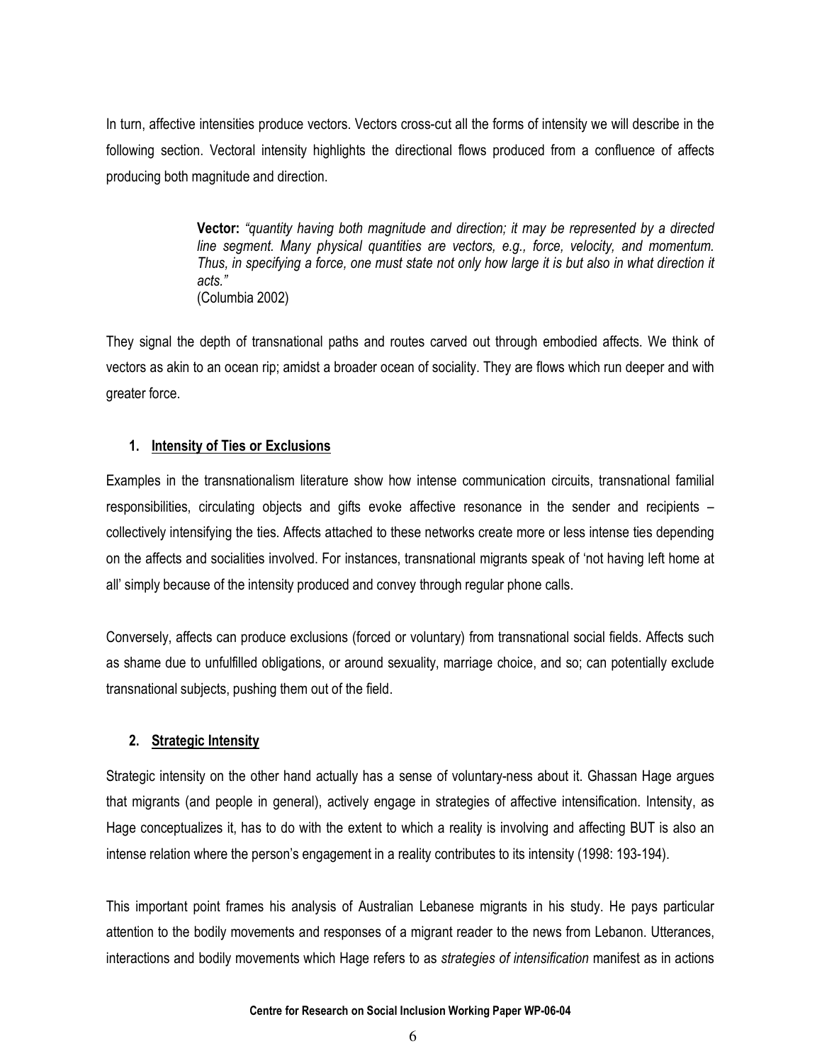In turn, affective intensities produce vectors. Vectors cross-cut all the forms of intensity we will describe in the following section. Vectoral intensity highlights the directional flows produced from a confluence of affects producing both magnitude and direction.

> **Vector:** *"quantity having both magnitude and direction; it may be represented by a directed line segment. Many physical quantities are vectors, e.g., force, velocity, and momentum. Thus, in specifying a force, one must state not only how large it is but also in what direction it acts."*
> (Columbia 2002)

They signal the depth of transnational paths and routes carved out through embodied affects. We think of vectors as akin to an ocean rip; amidst a broader ocean of sociality. They are flows which run deeper and with greater force.

### 1. Intensity of Ties or Exclusions

Examples in the transnationalism literature show how intense communication circuits, transnational familial responsibilities, circulating objects and gifts evoke affective resonance in the sender and recipients – collectively intensifying the ties. Affects attached to these networks create more or less intense ties depending on the affects and socialities involved. For instances, transnational migrants speak of 'not having left home at all' simply because of the intensity produced and convey through regular phone calls.

Conversely, affects can produce exclusions (forced or voluntary) from transnational social fields. Affects such as shame due to unfulfilled obligations, or around sexuality, marriage choice, and so; can potentially exclude transnational subjects, pushing them out of the field.

### 2. Strategic Intensity

Strategic intensity on the other hand actually has a sense of voluntary-ness about it. Ghassan Hage argues that migrants (and people in general), actively engage in strategies of affective intensification. Intensity, as Hage conceptualizes it, has to do with the extent to which a reality is involving and affecting BUT is also an intense relation where the person's engagement in a reality contributes to its intensity (1998: 193-194).

This important point frames his analysis of Australian Lebanese migrants in his study. He pays particular attention to the bodily movements and responses of a migrant reader to the news from Lebanon. Utterances, interactions and bodily movements which Hage refers to as *strategies of intensification* manifest as in actions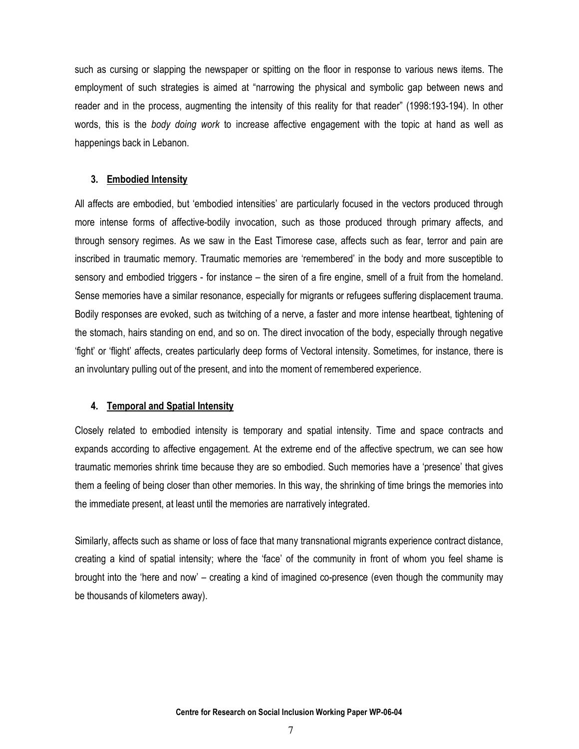such as cursing or slapping the newspaper or spitting on the floor in response to various news items. The employment of such strategies is aimed at "narrowing the physical and symbolic gap between news and reader and in the process, augmenting the intensity of this reality for that reader" (1998:193-194). In other words, this is the *body doing work* to increase affective engagement with the topic at hand as well as happenings back in Lebanon.

### 3. Embodied Intensity

All affects are embodied, but 'embodied intensities' are particularly focused in the vectors produced through more intense forms of affective-bodily invocation, such as those produced through primary affects, and through sensory regimes. As we saw in the East Timorese case, affects such as fear, terror and pain are inscribed in traumatic memory. Traumatic memories are 'remembered' in the body and more susceptible to sensory and embodied triggers - for instance – the siren of a fire engine, smell of a fruit from the homeland. Sense memories have a similar resonance, especially for migrants or refugees suffering displacement trauma. Bodily responses are evoked, such as twitching of a nerve, a faster and more intense heartbeat, tightening of the stomach, hairs standing on end, and so on. The direct invocation of the body, especially through negative 'fight' or 'flight' affects, creates particularly deep forms of Vectoral intensity. Sometimes, for instance, there is an involuntary pulling out of the present, and into the moment of remembered experience.

### 4. Temporal and Spatial Intensity

Closely related to embodied intensity is temporary and spatial intensity. Time and space contracts and expands according to affective engagement. At the extreme end of the affective spectrum, we can see how traumatic memories shrink time because they are so embodied. Such memories have a 'presence' that gives them a feeling of being closer than other memories. In this way, the shrinking of time brings the memories into the immediate present, at least until the memories are narratively integrated.

Similarly, affects such as shame or loss of face that many transnational migrants experience contract distance, creating a kind of spatial intensity; where the 'face' of the community in front of whom you feel shame is brought into the 'here and now' – creating a kind of imagined co-presence (even though the community may be thousands of kilometers away).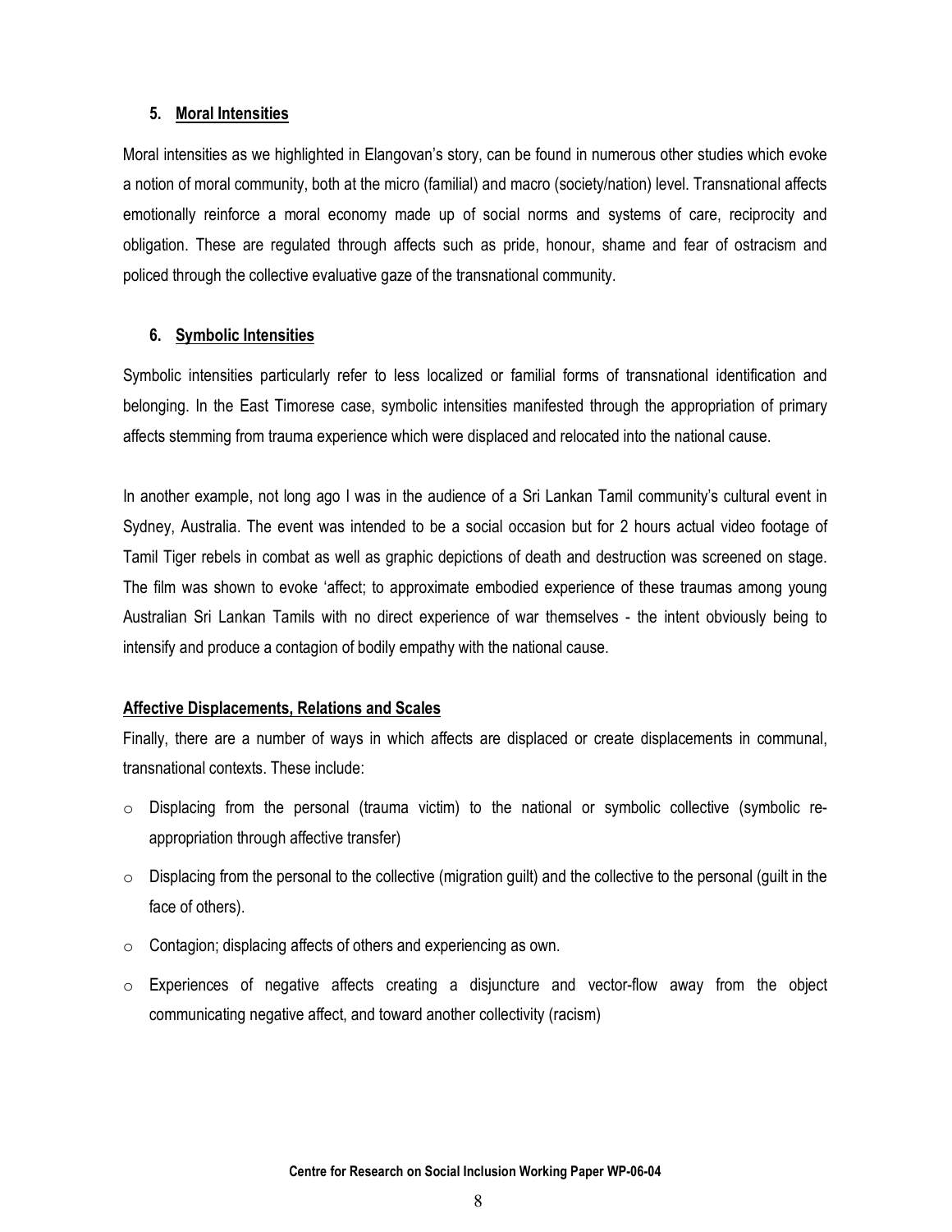### 5. Moral Intensities

Moral intensities as we highlighted in Elangovan's story, can be found in numerous other studies which evoke a notion of moral community, both at the micro (familial) and macro (society/nation) level. Transnational affects emotionally reinforce a moral economy made up of social norms and systems of care, reciprocity and obligation. These are regulated through affects such as pride, honour, shame and fear of ostracism and policed through the collective evaluative gaze of the transnational community.

### 6. Symbolic Intensities

Symbolic intensities particularly refer to less localized or familial forms of transnational identification and belonging. In the East Timorese case, symbolic intensities manifested through the appropriation of primary affects stemming from trauma experience which were displaced and relocated into the national cause.

In another example, not long ago I was in the audience of a Sri Lankan Tamil community's cultural event in Sydney, Australia. The event was intended to be a social occasion but for 2 hours actual video footage of Tamil Tiger rebels in combat as well as graphic depictions of death and destruction was screened on stage. The film was shown to evoke 'affect; to approximate embodied experience of these traumas among young Australian Sri Lankan Tamils with no direct experience of war themselves - the intent obviously being to intensify and produce a contagion of bodily empathy with the national cause.

### Affective Displacements, Relations and Scales

Finally, there are a number of ways in which affects are displaced or create displacements in communal, transnational contexts. These include:

- Displacing from the personal (trauma victim) to the national or symbolic collective (symbolic re-appropriation through affective transfer)
- Displacing from the personal to the collective (migration guilt) and the collective to the personal (guilt in the face of others).
- Contagion; displacing affects of others and experiencing as own.
- Experiences of negative affects creating a disjuncture and vector-flow away from the object communicating negative affect, and toward another collectivity (racism)

**Centre for Research on Social Inclusion Working Paper WP-06-04**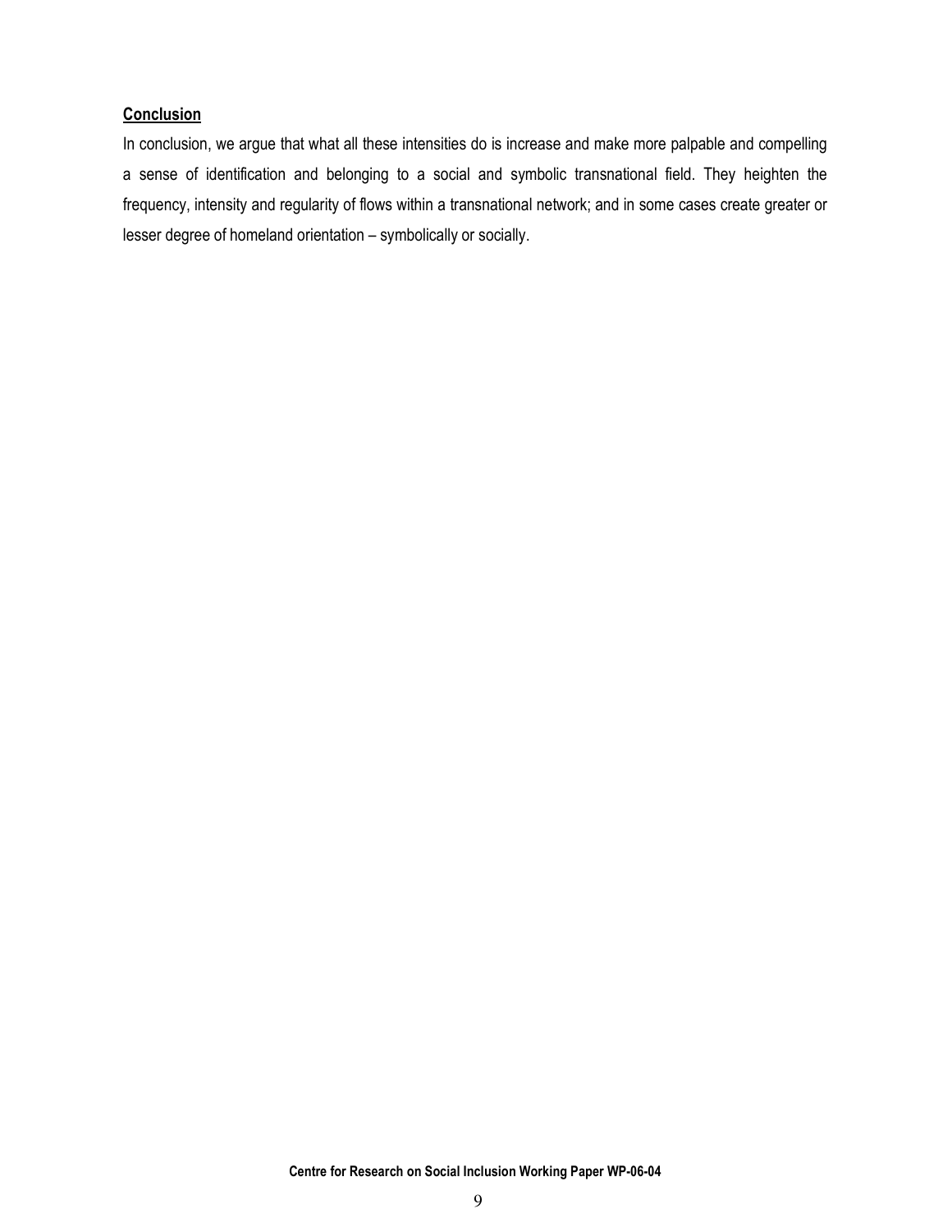## Conclusion

In conclusion, we argue that what all these intensities do is increase and make more palpable and compelling a sense of identification and belonging to a social and symbolic transnational field. They heighten the frequency, intensity and regularity of flows within a transnational network; and in some cases create greater or lesser degree of homeland orientation – symbolically or socially.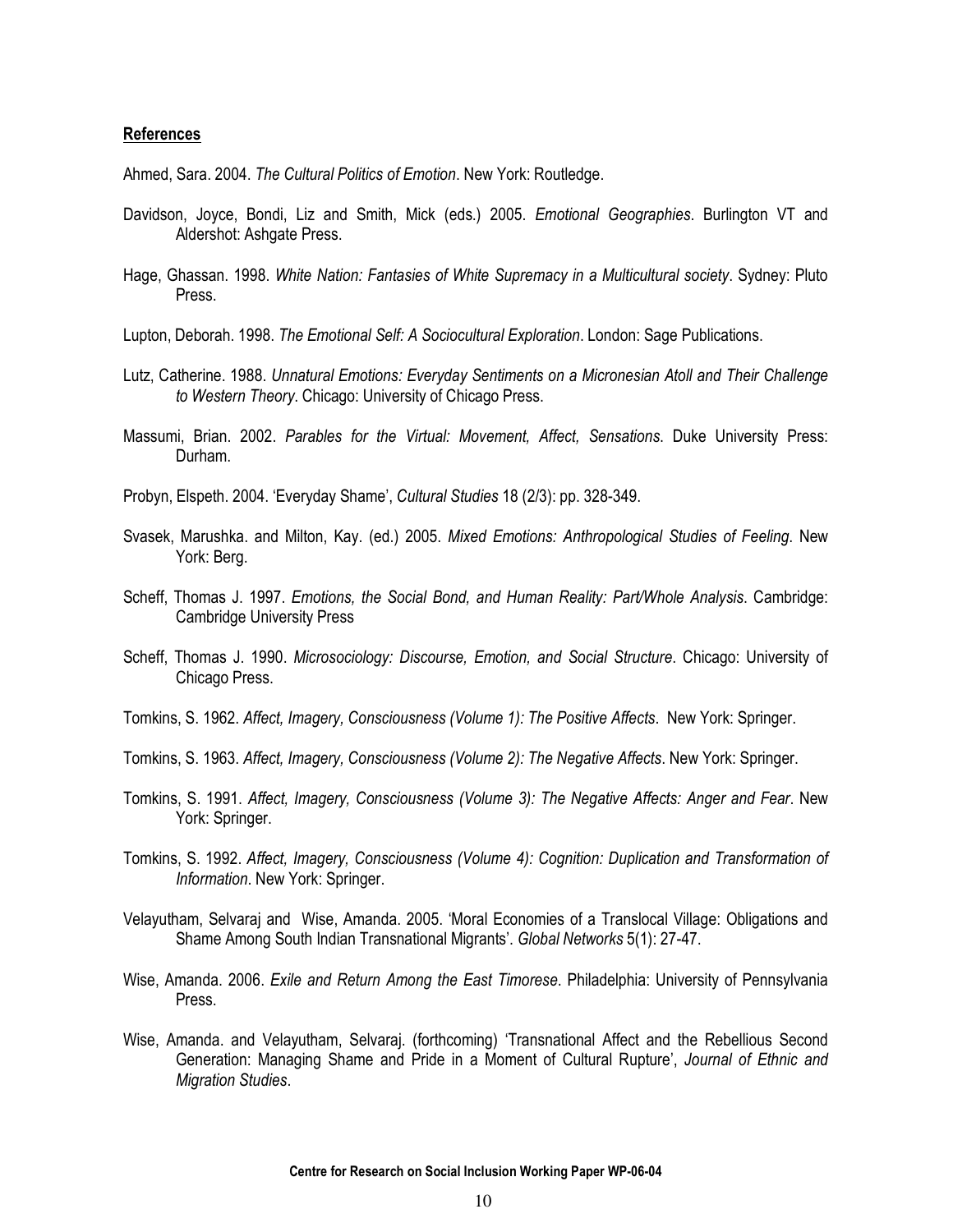**References**

Ahmed, Sara. 2004. *The Cultural Politics of Emotion*. New York: Routledge.

Davidson, Joyce, Bondi, Liz and Smith, Mick (eds.) 2005. *Emotional Geographies*. Burlington VT and Aldershot: Ashgate Press.

Hage, Ghassan. 1998. *White Nation: Fantasies of White Supremacy in a Multicultural society*. Sydney: Pluto Press.

Lupton, Deborah. 1998. *The Emotional Self: A Sociocultural Exploration*. London: Sage Publications.

Lutz, Catherine. 1988. *Unnatural Emotions: Everyday Sentiments on a Micronesian Atoll and Their Challenge to Western Theory*. Chicago: University of Chicago Press.

Massumi, Brian. 2002. *Parables for the Virtual: Movement, Affect, Sensations*. Duke University Press: Durham.

Probyn, Elspeth. 2004. 'Everyday Shame', *Cultural Studies* 18 (2/3): pp. 328-349.

Svasek, Marushka. and Milton, Kay. (ed.) 2005. *Mixed Emotions: Anthropological Studies of Feeling*. New York: Berg.

Scheff, Thomas J. 1997. *Emotions, the Social Bond, and Human Reality: Part/Whole Analysis*. Cambridge: Cambridge University Press

Scheff, Thomas J. 1990. *Microsociology: Discourse, Emotion, and Social Structure*. Chicago: University of Chicago Press.

Tomkins, S. 1962. *Affect, Imagery, Consciousness (Volume 1): The Positive Affects*. New York: Springer.

Tomkins, S. 1963. *Affect, Imagery, Consciousness (Volume 2): The Negative Affects*. New York: Springer.

Tomkins, S. 1991. *Affect, Imagery, Consciousness (Volume 3): The Negative Affects: Anger and Fear*. New York: Springer.

Tomkins, S. 1992. *Affect, Imagery, Consciousness (Volume 4): Cognition: Duplication and Transformation of Information*. New York: Springer.

Velayutham, Selvaraj and Wise, Amanda. 2005. 'Moral Economies of a Translocal Village: Obligations and Shame Among South Indian Transnational Migrants'. *Global Networks* 5(1): 27-47.

Wise, Amanda. 2006. *Exile and Return Among the East Timorese*. Philadelphia: University of Pennsylvania Press.

Wise, Amanda. and Velayutham, Selvaraj. (forthcoming) 'Transnational Affect and the Rebellious Second Generation: Managing Shame and Pride in a Moment of Cultural Rupture', *Journal of Ethnic and Migration Studies*.